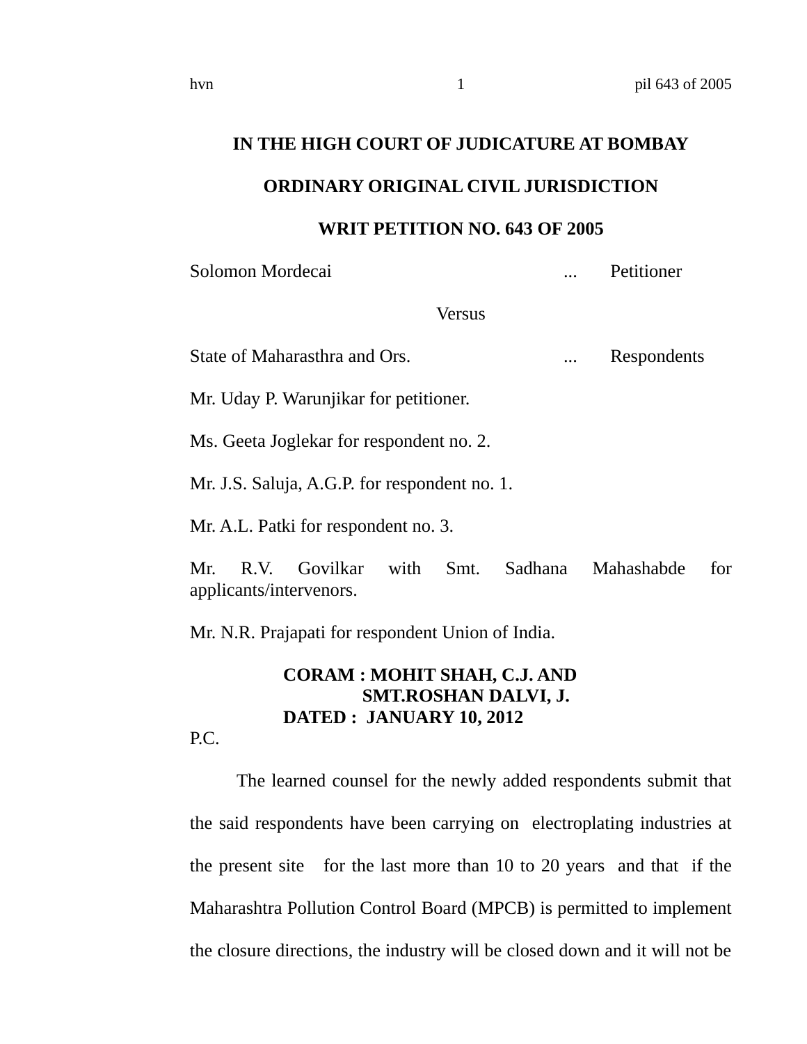# IN THE HIGH COURT OF JUDICATURE AT BOMBAY

## ORDINARY ORIGINAL CIVIL JURISDICTION

## WRIT PETITION NO. 643 OF 2005

Solomon Mordecai ... Petitioner

Versus

State of Maharasthra and Ors. ... Respondents

Mr. Uday P. Warunjikar for petitioner.

Ms. Geeta Joglekar for respondent no. 2.

Mr. J.S. Saluja, A.G.P. for respondent no. 1.

Mr. A.L. Patki for respondent no. 3.

Mr. R.V. Govilkar with Smt. Sadhana Mahashabde for applicants/intervenors.

Mr. N.R. Prajapati for respondent Union of India.

**CORAM : MOHIT SHAH, C.J. AND SMT.ROSHAN DALVI, J.**

**DATED : JANUARY 10, 2012**

P.C.

The learned counsel for the newly added respondents submit that the said respondents have been carrying on electroplating industries at the present site for the last more than 10 to 20 years and that if the Maharashtra Pollution Control Board (MPCB) is permitted to implement the closure directions, the industry will be closed down and it will not be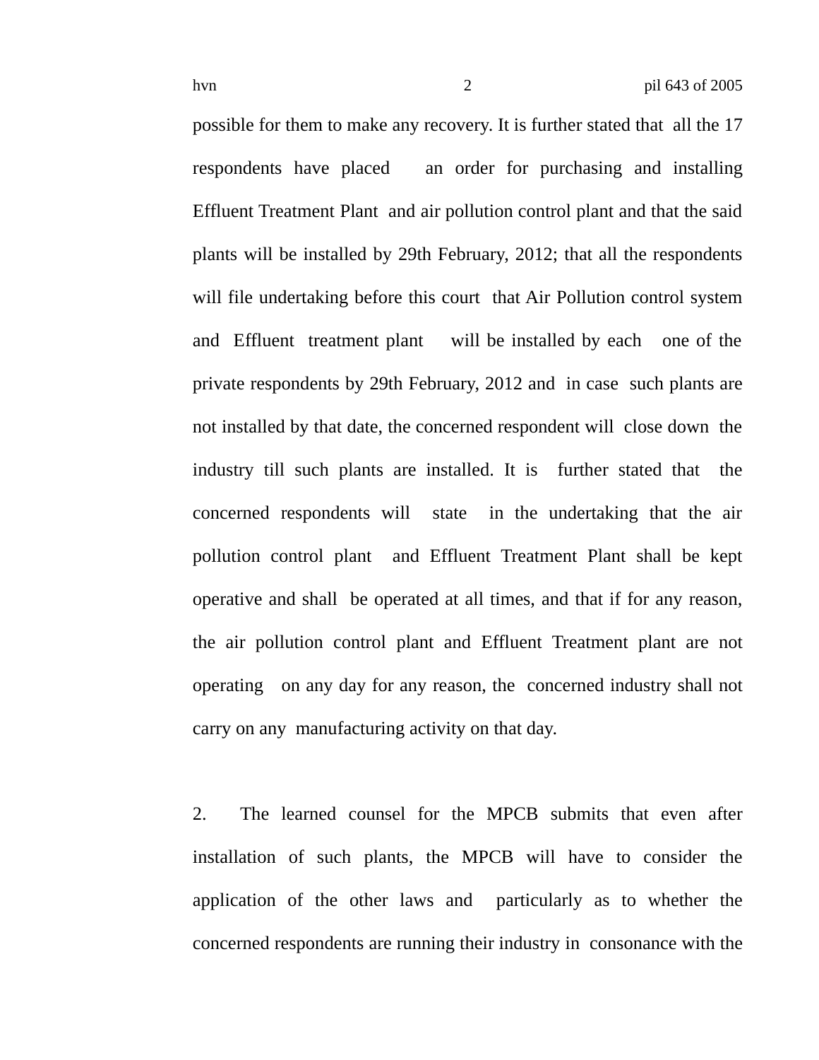possible for them to make any recovery. It is further stated that all the 17 respondents have placed an order for purchasing and installing Effluent Treatment Plant and air pollution control plant and that the said plants will be installed by 29th February, 2012; that all the respondents will file undertaking before this court that Air Pollution control system and Effluent treatment plant will be installed by each one of the private respondents by 29th February, 2012 and in case such plants are not installed by that date, the concerned respondent will close down the industry till such plants are installed. It is further stated that the concerned respondents will state in the undertaking that the air pollution control plant and Effluent Treatment Plant shall be kept operative and shall be operated at all times, and that if for any reason, the air pollution control plant and Effluent Treatment plant are not operating on any day for any reason, the concerned industry shall not carry on any manufacturing activity on that day.

2. The learned counsel for the MPCB submits that even after installation of such plants, the MPCB will have to consider the application of the other laws and particularly as to whether the concerned respondents are running their industry in consonance with the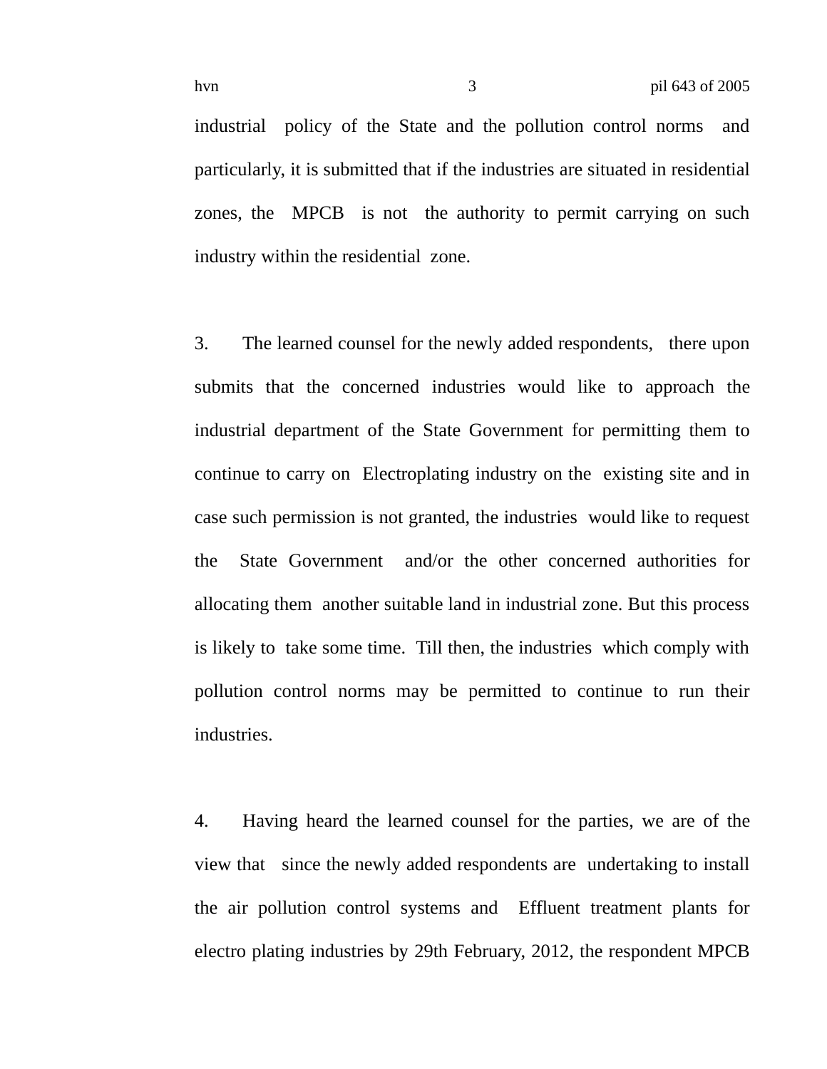industrial policy of the State and the pollution control norms and particularly, it is submitted that if the industries are situated in residential zones, the MPCB is not the authority to permit carrying on such industry within the residential zone.

3. The learned counsel for the newly added respondents, there upon submits that the concerned industries would like to approach the industrial department of the State Government for permitting them to continue to carry on Electroplating industry on the existing site and in case such permission is not granted, the industries would like to request the State Government and/or the other concerned authorities for allocating them another suitable land in industrial zone. But this process is likely to take some time. Till then, the industries which comply with pollution control norms may be permitted to continue to run their industries.

4. Having heard the learned counsel for the parties, we are of the view that since the newly added respondents are undertaking to install the air pollution control systems and Effluent treatment plants for electro plating industries by 29th February, 2012, the respondent MPCB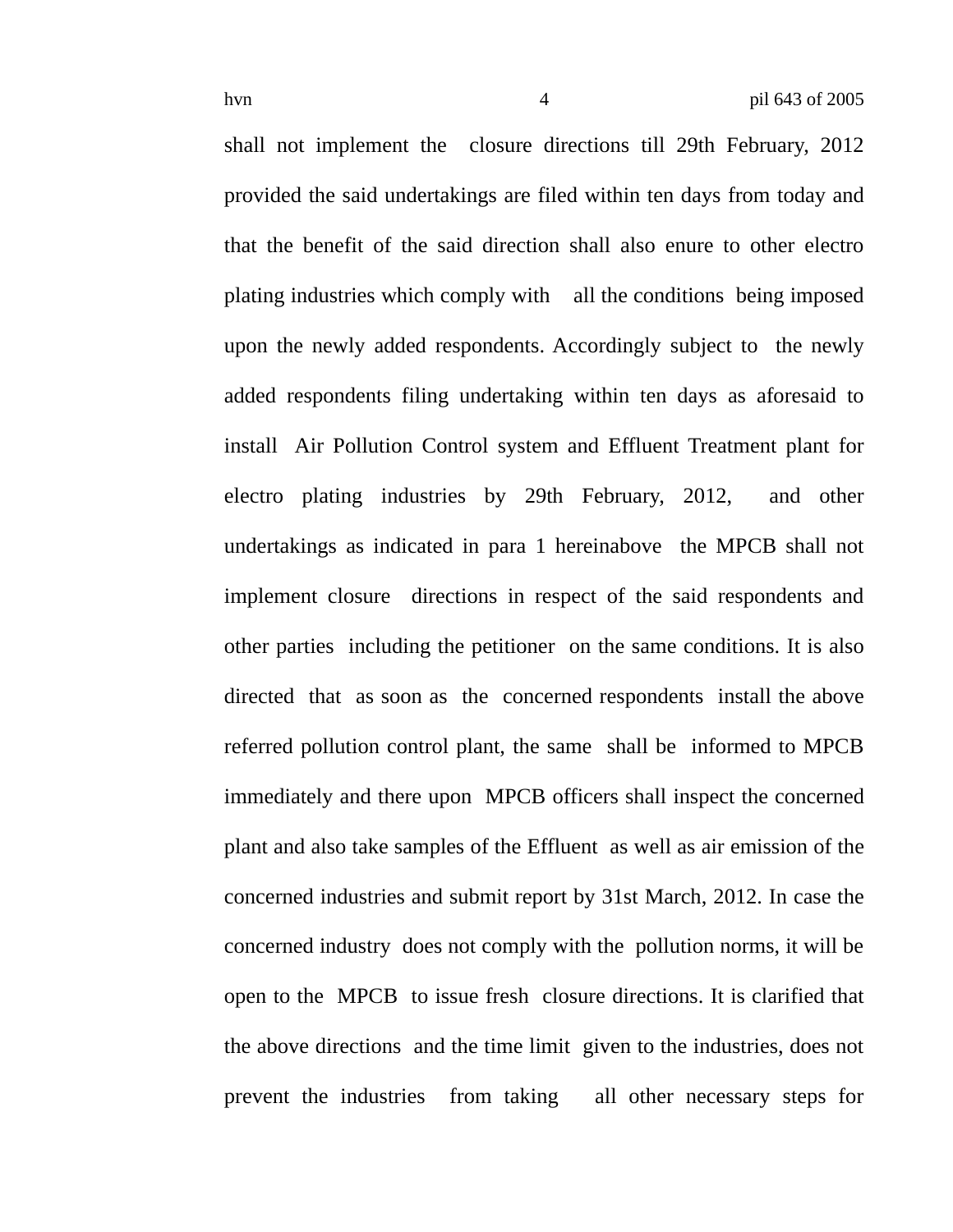shall not implement the closure directions till 29th February, 2012 provided the said undertakings are filed within ten days from today and that the benefit of the said direction shall also enure to other electro plating industries which comply with all the conditions being imposed upon the newly added respondents. Accordingly subject to the newly added respondents filing undertaking within ten days as aforesaid to install Air Pollution Control system and Effluent Treatment plant for electro plating industries by 29th February, 2012, and other undertakings as indicated in para 1 hereinabove the MPCB shall not implement closure directions in respect of the said respondents and other parties including the petitioner on the same conditions. It is also directed that as soon as the concerned respondents install the above referred pollution control plant, the same shall be informed to MPCB immediately and there upon MPCB officers shall inspect the concerned plant and also take samples of the Effluent as well as air emission of the concerned industries and submit report by 31st March, 2012. In case the concerned industry does not comply with the pollution norms, it will be open to the MPCB to issue fresh closure directions. It is clarified that the above directions and the time limit given to the industries, does not prevent the industries from taking all other necessary steps for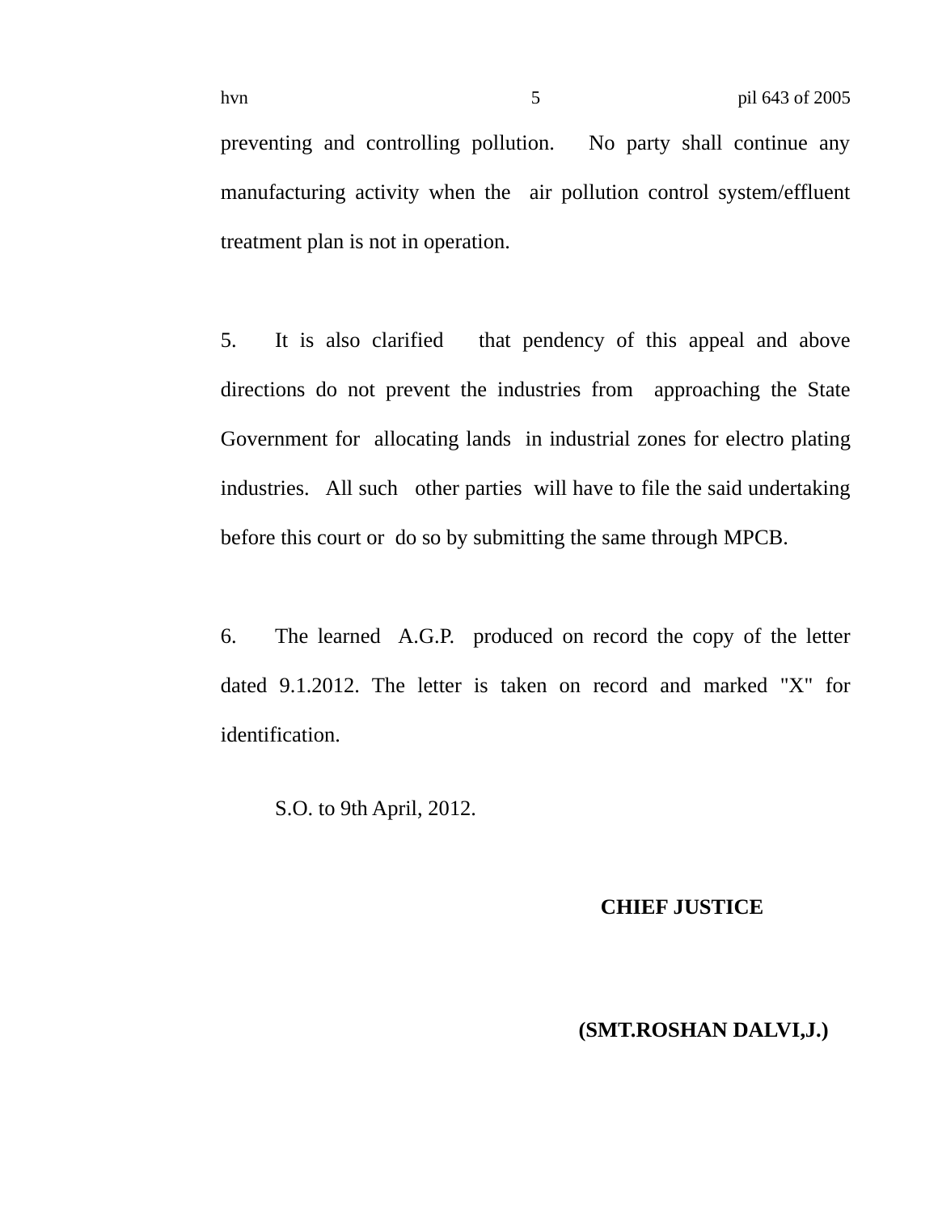preventing and controlling pollution. No party shall continue any manufacturing activity when the air pollution control system/effluent treatment plan is not in operation.

5. It is also clarified that pendency of this appeal and above directions do not prevent the industries from approaching the State Government for allocating lands in industrial zones for electro plating industries. All such other parties will have to file the said undertaking before this court or do so by submitting the same through MPCB.

6. The learned A.G.P. produced on record the copy of the letter dated 9.1.2012. The letter is taken on record and marked "X" for identification.

S.O. to 9th April, 2012.

**CHIEF JUSTICE**

**(SMT.ROSHAN DALVI,J.)**